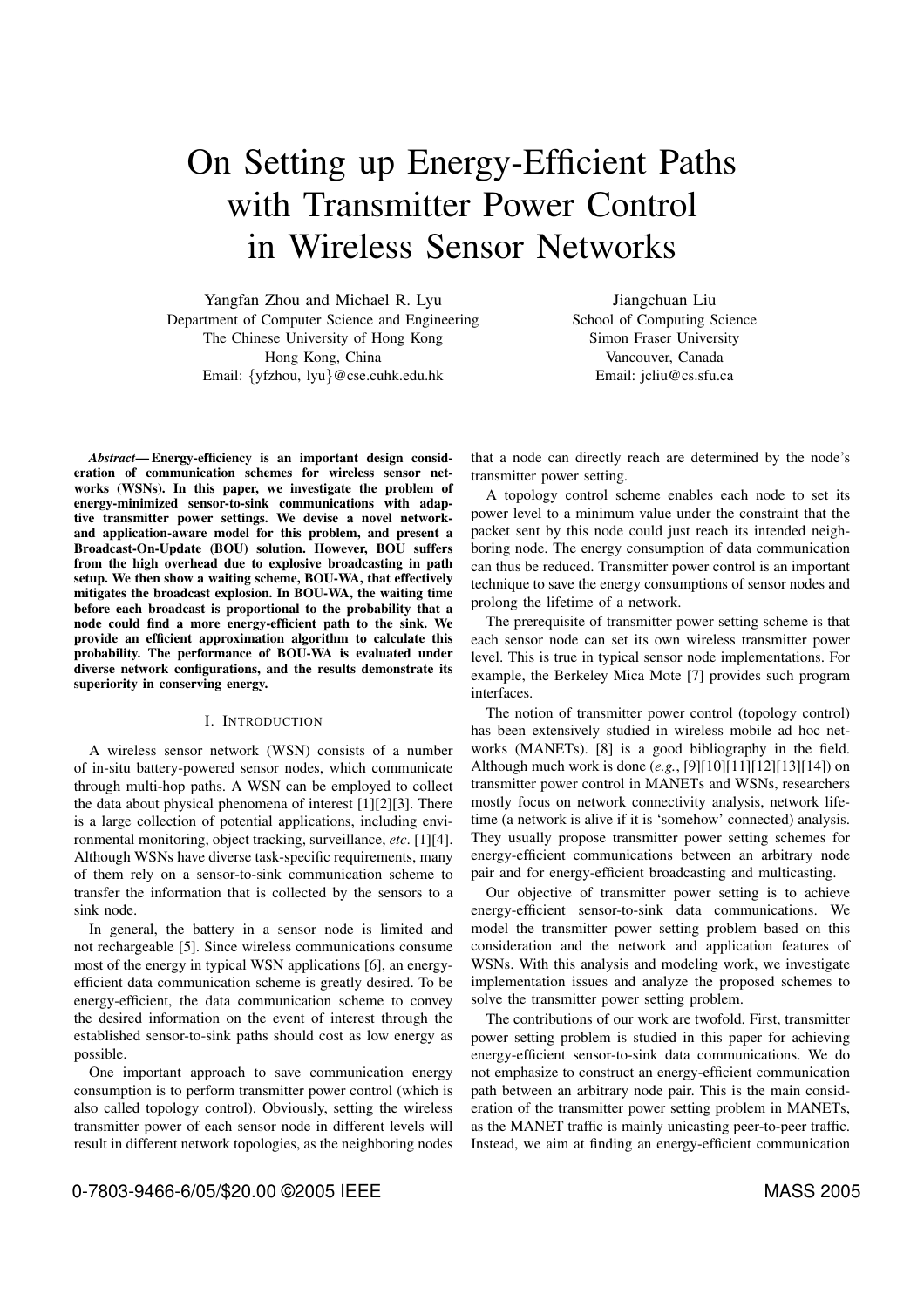# On Setting up Energy-Efficient Paths with Transmitter Power Control in Wireless Sensor Networks

Yangfan Zhou and Michael R. Lyu
Department of Computer Science and Engineering
The Chinese University of Hong Kong
Hong Kong, China
Email: {yfzhou, lyu}@cse.cuhk.edu.hk

Jiangchuan Liu
School of Computing Science
Simon Fraser University
Vancouver, Canada
Email: jcliu@cs.sfu.ca

***Abstract*— Energy-efficiency is an important design consideration of communication schemes for wireless sensor networks (WSNs). In this paper, we investigate the problem of energy-minimized sensor-to-sink communications with adaptive transmitter power settings. We devise a novel network- and application-aware model for this problem, and present a Broadcast-On-Update (BOU) solution. However, BOU suffers from the high overhead due to explosive broadcasting in path setup. We then show a waiting scheme, BOU-WA, that effectively mitigates the broadcast explosion. In BOU-WA, the waiting time before each broadcast is proportional to the probability that a node could find a more energy-efficient path to the sink. We provide an efficient approximation algorithm to calculate this probability. The performance of BOU-WA is evaluated under diverse network configurations, and the results demonstrate its superiority in conserving energy.**

## I. Introduction

A wireless sensor network (WSN) consists of a number of in-situ battery-powered sensor nodes, which communicate through multi-hop paths. A WSN can be employed to collect the data about physical phenomena of interest [1][2][3]. There is a large collection of potential applications, including environmental monitoring, object tracking, surveillance, *etc*. [1][4]. Although WSNs have diverse task-specific requirements, many of them rely on a sensor-to-sink communication scheme to transfer the information that is collected by the sensors to a sink node.

In general, the battery in a sensor node is limited and not rechargeable [5]. Since wireless communications consume most of the energy in typical WSN applications [6], an energy-efficient data communication scheme is greatly desired. To be energy-efficient, the data communication scheme to convey the desired information on the event of interest through the established sensor-to-sink paths should cost as low energy as possible.

One important approach to save communication energy consumption is to perform transmitter power control (which is also called topology control). Obviously, setting the wireless transmitter power of each sensor node in different levels will result in different network topologies, as the neighboring nodes that a node can directly reach are determined by the node's transmitter power setting.

A topology control scheme enables each node to set its power level to a minimum value under the constraint that the packet sent by this node could just reach its intended neighboring node. The energy consumption of data communication can thus be reduced. Transmitter power control is an important technique to save the energy consumptions of sensor nodes and prolong the lifetime of a network.

The prerequisite of transmitter power setting scheme is that each sensor node can set its own wireless transmitter power level. This is true in typical sensor node implementations. For example, the Berkeley Mica Mote [7] provides such program interfaces.

The notion of transmitter power control (topology control) has been extensively studied in wireless mobile ad hoc networks (MANETs). [8] is a good bibliography in the field. Although much work is done (*e.g.*, [9][10][11][12][13][14]) on transmitter power control in MANETs and WSNs, researchers mostly focus on network connectivity analysis, network lifetime (a network is alive if it is 'somehow' connected) analysis. They usually propose transmitter power setting schemes for energy-efficient communications between an arbitrary node pair and for energy-efficient broadcasting and multicasting.

Our objective of transmitter power setting is to achieve energy-efficient sensor-to-sink data communications. We model the transmitter power setting problem based on this consideration and the network and application features of WSNs. With this analysis and modeling work, we investigate implementation issues and analyze the proposed schemes to solve the transmitter power setting problem.

The contributions of our work are twofold. First, transmitter power setting problem is studied in this paper for achieving energy-efficient sensor-to-sink data communications. We do not emphasize to construct an energy-efficient communication path between an arbitrary node pair. This is the main consideration of the transmitter power setting problem in MANETs, as the MANET traffic is mainly unicasting peer-to-peer traffic. Instead, we aim at finding an energy-efficient communication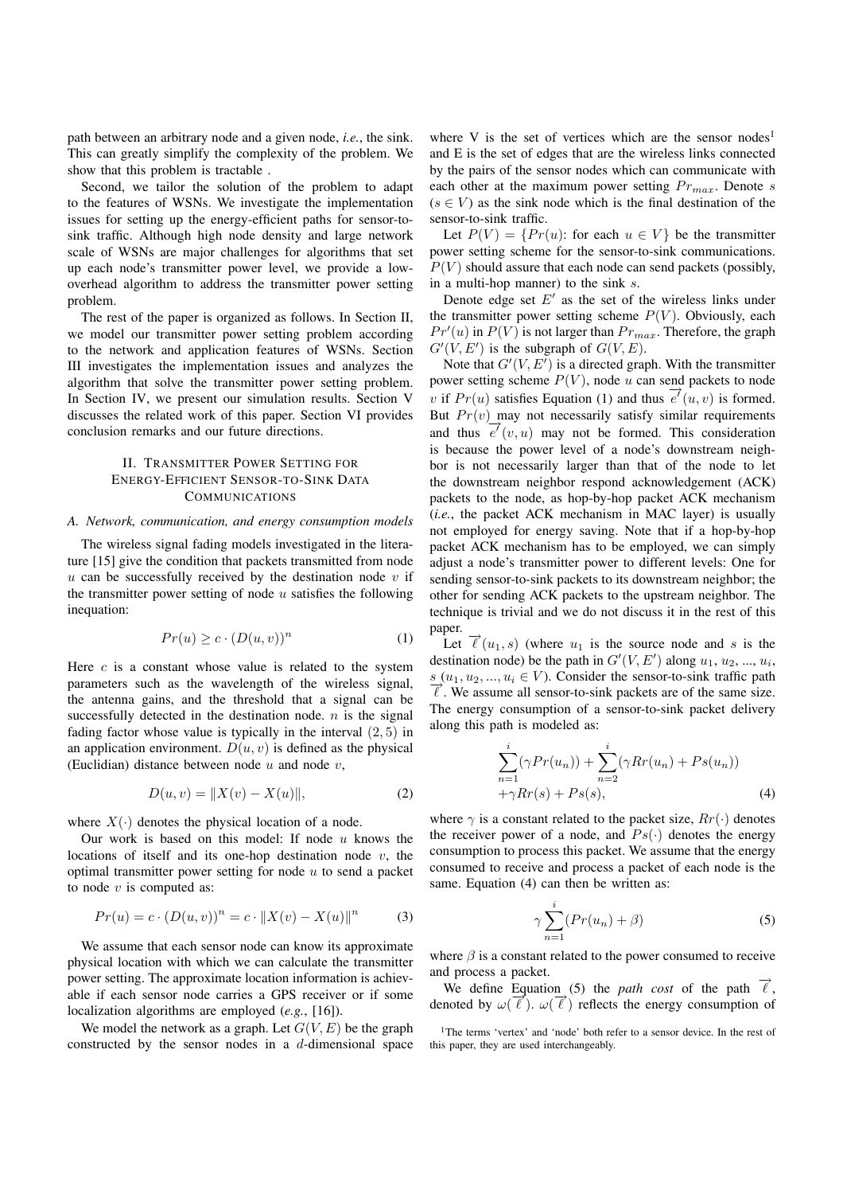path between an arbitrary node and a given node, *i.e.*, the sink. This can greatly simplify the complexity of the problem. We show that this problem is tractable .

Second, we tailor the solution of the problem to adapt to the features of WSNs. We investigate the implementation issues for setting up the energy-efficient paths for sensor-to-sink traffic. Although high node density and large network scale of WSNs are major challenges for algorithms that set up each node's transmitter power level, we provide a low-overhead algorithm to address the transmitter power setting problem.

The rest of the paper is organized as follows. In Section II, we model our transmitter power setting problem according to the network and application features of WSNs. Section III investigates the implementation issues and analyzes the algorithm that solve the transmitter power setting problem. In Section IV, we present our simulation results. Section V discusses the related work of this paper. Section VI provides conclusion remarks and our future directions.

## II. Transmitter Power Setting for Energy-Efficient Sensor-to-Sink Data Communications

### *A. Network, communication, and energy consumption models*

The wireless signal fading models investigated in the literature [15] give the condition that packets transmitted from node $u$ can be successfully received by the destination node $v$ if the transmitter power setting of node $u$ satisfies the following inequation:

$$Pr(u) \geq c \cdot (D(u,v))^n \tag{1}$$

Here $c$ is a constant whose value is related to the system parameters such as the wavelength of the wireless signal, the antenna gains, and the threshold that a signal can be successfully detected in the destination node. $n$ is the signal fading factor whose value is typically in the interval $(2, 5)$ in an application environment. $D(u, v)$ is defined as the physical (Euclidian) distance between node $u$ and node $v$,

$$D(u,v) = \|X(v) - X(u)\|, \tag{2}$$

where $X(\cdot)$ denotes the physical location of a node.

Our work is based on this model: If node $u$ knows the locations of itself and its one-hop destination node $v$, the optimal transmitter power setting for node $u$ to send a packet to node $v$ is computed as:

$$Pr(u) = c \cdot (D(u,v))^n = c \cdot \|X(v) - X(u)\|^n \tag{3}$$

We assume that each sensor node can know its approximate physical location with which we can calculate the transmitter power setting. The approximate location information is achievable if each sensor node carries a GPS receiver or if some localization algorithms are employed (*e.g.*, [16]).

We model the network as a graph. Let $G(V, E)$ be the graph constructed by the sensor nodes in a $d$-dimensional space where V is the set of vertices which are the sensor nodes[1] and E is the set of edges that are the wireless links connected by the pairs of the sensor nodes which can communicate with each other at the maximum power setting $Pr_{max}$. Denote $s$ ($s \in V$) as the sink node which is the final destination of the sensor-to-sink traffic.

Let $P(V) = \{Pr(u)$: for each $u \in V\}$ be the transmitter power setting scheme for the sensor-to-sink communications. $P(V)$ should assure that each node can send packets (possibly, in a multi-hop manner) to the sink $s$.

Denote edge set $E'$ as the set of the wireless links under the transmitter power setting scheme $P(V)$. Obviously, each $Pr'(u)$ in $P(V)$ is not larger than $Pr_{max}$. Therefore, the graph $G'(V, E')$ is the subgraph of $G(V, E)$.

Note that $G'(V, E')$ is a directed graph. With the transmitter power setting scheme $P(V)$, node $u$ can send packets to node $v$ if $Pr(u)$ satisfies Equation (1) and thus $\overrightarrow{e'}(u, v)$ is formed. But $Pr(v)$ may not necessarily satisfy similar requirements and thus $\overrightarrow{e'}(v, u)$ may not be formed. This consideration is because the power level of a node's downstream neighbor is not necessarily larger than that of the node to let the downstream neighbor respond acknowledgement (ACK) packets to the node, as hop-by-hop packet ACK mechanism (*i.e.*, the packet ACK mechanism in MAC layer) is usually not employed for energy saving. Note that if a hop-by-hop packet ACK mechanism has to be employed, we can simply adjust a node's transmitter power to different levels: One for sending sensor-to-sink packets to its downstream neighbor; the other for sending ACK packets to the upstream neighbor. The technique is trivial and we do not discuss it in the rest of this paper.

Let $\overrightarrow{\ell}(u_1, s)$ (where $u_1$ is the source node and $s$ is the destination node) be the path in $G'(V, E')$ along $u_1$, $u_2$, ..., $u_i$, $s$ ($u_1, u_2, ..., u_i \in V$). Consider the sensor-to-sink traffic path $\overrightarrow{\ell}$. We assume all sensor-to-sink packets are of the same size. The energy consumption of a sensor-to-sink packet delivery along this path is modeled as:

$$\sum_{n=1}^{i}(\gamma Pr(u_n)) + \sum_{n=2}^{i}(\gamma Rr(u_n) + Ps(u_n)) + \gamma Rr(s) + Ps(s), \tag{4}$$

where $\gamma$ is a constant related to the packet size, $Rr(\cdot)$ denotes the receiver power of a node, and $Ps(\cdot)$ denotes the energy consumption to process this packet. We assume that the energy consumed to receive and process a packet of each node is the same. Equation (4) can then be written as:

$$\gamma \sum_{n=1}^{i}(Pr(u_n) + \beta) \tag{5}$$

where $\beta$ is a constant related to the power consumed to receive and process a packet.

We define Equation (5) the *path cost* of the path $\overrightarrow{\ell}$, denoted by $\omega(\overrightarrow{\ell})$. $\omega(\overrightarrow{\ell})$ reflects the energy consumption of

[1] The terms 'vertex' and 'node' both refer to a sensor device. In the rest of this paper, they are used interchangeably.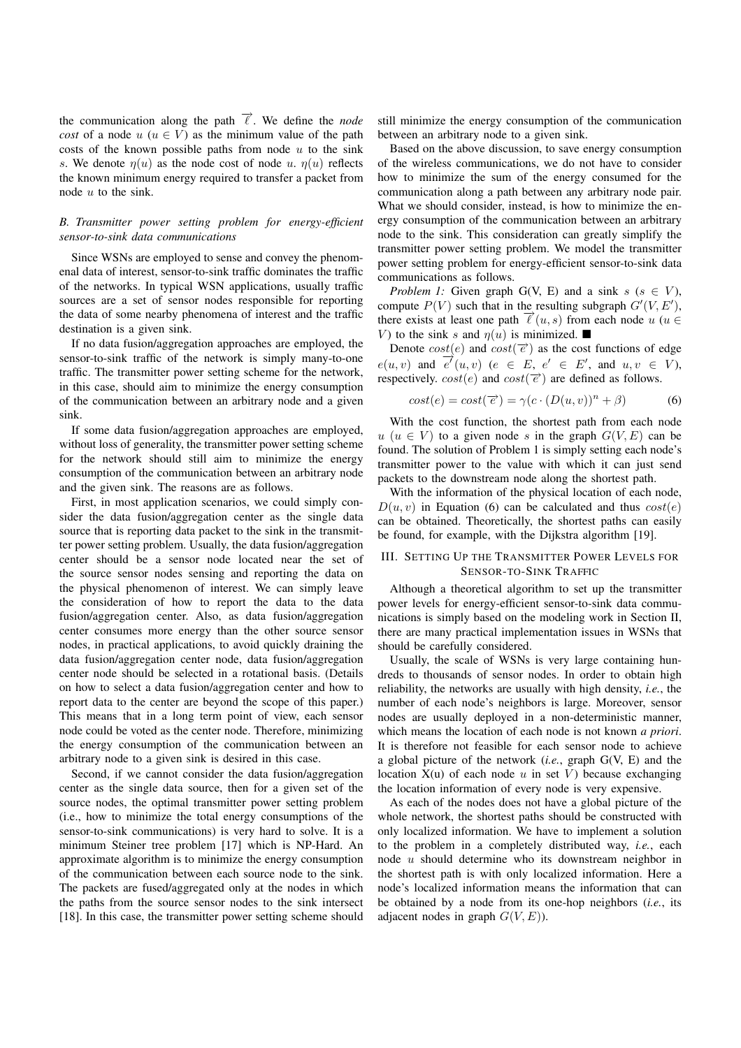the communication along the path $\overrightarrow{\ell}$. We define the *node cost* of a node $u$ ($u \in V$) as the minimum value of the path costs of the known possible paths from node $u$ to the sink $s$. We denote $\eta(u)$ as the node cost of node $u$. $\eta(u)$ reflects the known minimum energy required to transfer a packet from node $u$ to the sink.

### *B. Transmitter power setting problem for energy-efficient sensor-to-sink data communications*

Since WSNs are employed to sense and convey the phenomenal data of interest, sensor-to-sink traffic dominates the traffic of the networks. In typical WSN applications, usually traffic sources are a set of sensor nodes responsible for reporting the data of some nearby phenomena of interest and the traffic destination is a given sink.

If no data fusion/aggregation approaches are employed, the sensor-to-sink traffic of the network is simply many-to-one traffic. The transmitter power setting scheme for the network, in this case, should aim to minimize the energy consumption of the communication between an arbitrary node and a given sink.

If some data fusion/aggregation approaches are employed, without loss of generality, the transmitter power setting scheme for the network should still aim to minimize the energy consumption of the communication between an arbitrary node and the given sink. The reasons are as follows.

First, in most application scenarios, we could simply consider the data fusion/aggregation center as the single data source that is reporting data packet to the sink in the transmitter power setting problem. Usually, the data fusion/aggregation center should be a sensor node located near the set of the source sensor nodes sensing and reporting the data on the physical phenomenon of interest. We can simply leave the consideration of how to report the data to the data fusion/aggregation center. Also, as data fusion/aggregation center consumes more energy than the other source sensor nodes, in practical applications, to avoid quickly draining the data fusion/aggregation center node, data fusion/aggregation center node should be selected in a rotational basis. (Details on how to select a data fusion/aggregation center and how to report data to the center are beyond the scope of this paper.) This means that in a long term point of view, each sensor node could be voted as the center node. Therefore, minimizing the energy consumption of the communication between an arbitrary node to a given sink is desired in this case.

Second, if we cannot consider the data fusion/aggregation center as the single data source, then for a given set of the source nodes, the optimal transmitter power setting problem (i.e., how to minimize the total energy consumptions of the sensor-to-sink communications) is very hard to solve. It is a minimum Steiner tree problem [17] which is NP-Hard. An approximate algorithm is to minimize the energy consumption of the communication between each source node to the sink. The packets are fused/aggregated only at the nodes in which the paths from the source sensor nodes to the sink intersect [18]. In this case, the transmitter power setting scheme should still minimize the energy consumption of the communication between an arbitrary node to a given sink.

Based on the above discussion, to save energy consumption of the wireless communications, we do not have to consider how to minimize the sum of the energy consumed for the communication along a path between any arbitrary node pair. What we should consider, instead, is how to minimize the energy consumption of the communication between an arbitrary node to the sink. This consideration can greatly simplify the transmitter power setting problem. We model the transmitter power setting problem for energy-efficient sensor-to-sink data communications as follows.

*Problem 1:* Given graph G(V, E) and a sink $s$ ($s \in V$), compute $P(V)$ such that in the resulting subgraph $G'(V, E')$, there exists at least one path $\overrightarrow{\ell}(u, s)$ from each node $u$ ($u \in V$) to the sink $s$ and $\eta(u)$ is minimized. ■

Denote $cost(e)$ and $cost(\overrightarrow{e})$ as the cost functions of edge $e(u, v)$ and $\overrightarrow{e'}(u, v)$ ($e \in E$, $e' \in E'$, and $u, v \in V$), respectively. $cost(e)$ and $cost(\overrightarrow{e})$ are defined as follows.

$$cost(e) = cost(\overrightarrow{e}) = \gamma(c \cdot (D(u, v))^n + \beta) \tag{6}$$

With the cost function, the shortest path from each node $u$ ($u \in V$) to a given node $s$ in the graph $G(V, E)$ can be found. The solution of Problem 1 is simply setting each node's transmitter power to the value with which it can just send packets to the downstream node along the shortest path.

With the information of the physical location of each node, $D(u, v)$ in Equation (6) can be calculated and thus $cost(e)$ can be obtained. Theoretically, the shortest paths can easily be found, for example, with the Dijkstra algorithm [19].

## III. Setting Up the Transmitter Power Levels for Sensor-to-Sink Traffic

Although a theoretical algorithm to set up the transmitter power levels for energy-efficient sensor-to-sink data communications is simply based on the modeling work in Section II, there are many practical implementation issues in WSNs that should be carefully considered.

Usually, the scale of WSNs is very large containing hundreds to thousands of sensor nodes. In order to obtain high reliability, the networks are usually with high density, *i.e.*, the number of each node's neighbors is large. Moreover, sensor nodes are usually deployed in a non-deterministic manner, which means the location of each node is not known *a priori*. It is therefore not feasible for each sensor node to achieve a global picture of the network (*i.e.*, graph G(V, E) and the location X(u) of each node $u$ in set $V$) because exchanging the location information of every node is very expensive.

As each of the nodes does not have a global picture of the whole network, the shortest paths should be constructed with only localized information. We have to implement a solution to the problem in a completely distributed way, *i.e.*, each node $u$ should determine who its downstream neighbor in the shortest path is with only localized information. Here a node's localized information means the information that can be obtained by a node from its one-hop neighbors (*i.e.*, its adjacent nodes in graph $G(V, E)$).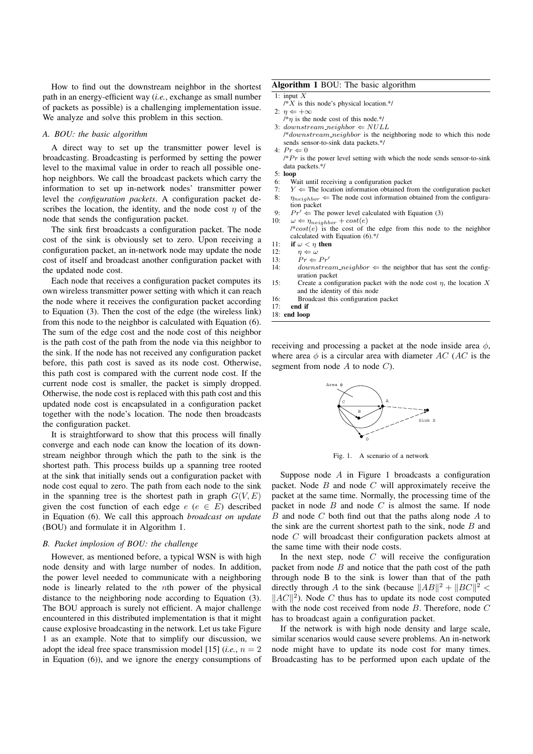How to find out the downstream neighbor in the shortest path in an energy-efficient way (*i.e.*, exchange as small number of packets as possible) is a challenging implementation issue. We analyze and solve this problem in this section.

### A. BOU: the basic algorithm

A direct way to set up the transmitter power level is broadcasting. Broadcasting is performed by setting the power level to the maximal value in order to reach all possible one-hop neighbors. We call the broadcast packets which carry the information to set up in-network nodes' transmitter power level the *configuration packets*. A configuration packet describes the location, the identity, and the node cost $\eta$ of the node that sends the configuration packet.

The sink first broadcasts a configuration packet. The node cost of the sink is obviously set to zero. Upon receiving a configuration packet, an in-network node may update the node cost of itself and broadcast another configuration packet with the updated node cost.

Each node that receives a configuration packet computes its own wireless transmitter power setting with which it can reach the node where it receives the configuration packet according to Equation (3). Then the cost of the edge (the wireless link) from this node to the neighbor is calculated with Equation (6). The sum of the edge cost and the node cost of this neighbor is the path cost of the path from the node via this neighbor to the sink. If the node has not received any configuration packet before, this path cost is saved as its node cost. Otherwise, this path cost is compared with the current node cost. If the current node cost is smaller, the packet is simply dropped. Otherwise, the node cost is replaced with this path cost and this updated node cost is encapsulated in a configuration packet together with the node's location. The node then broadcasts the configuration packet.

It is straightforward to show that this process will finally converge and each node can know the location of its downstream neighbor through which the path to the sink is the shortest path. This process builds up a spanning tree rooted at the sink that initially sends out a configuration packet with node cost equal to zero. The path from each node to the sink in the spanning tree is the shortest path in graph $G(V, E)$ given the cost function of each edge $e$ ($e \in E$) described in Equation (6). We call this approach *broadcast on update* (BOU) and formulate it in Algorithm 1.

### B. Packet implosion of BOU: the challenge

However, as mentioned before, a typical WSN is with high node density and with large number of nodes. In addition, the power level needed to communicate with a neighboring node is linearly related to the $n$th power of the physical distance to the neighboring node according to Equation (3). The BOU approach is surely not efficient. A major challenge encountered in this distributed implementation is that it might cause explosive broadcasting in the network. Let us take Figure 1 as an example. Note that to simplify our discussion, we adopt the ideal free space transmission model [15] (*i.e.*, $n = 2$ in Equation (6)), and we ignore the energy consumptions of receiving and processing a packet at the node inside area $\phi$, where area $\phi$ is a circular area with diameter $AC$ ($AC$ is the segment from node $A$ to node $C$).

**Algorithm 1** BOU: The basic algorithm

```
1: input X
   /*X is this node's physical location.*/
2: η ⇐ +∞
   /*η is the node cost of this node.*/
3: downstream_neighbor ⇐ NULL
   /*downstream_neighbor is the neighboring node to which this node
   sends sensor-to-sink data packets.*/
4: Pr ⇐ 0
   /*Pr is the power level setting with which the node sends sensor-to-sink
   data packets.*/
5: loop
6:    Wait until receiving a configuration packet
7:    Y ⇐ The location information obtained from the configuration packet
8:    η_neighbor ⇐ The node cost information obtained from the configura-
      tion packet
9:    Pr' ⇐ The power level calculated with Equation (3)
10:   ω ⇐ η_neighbor + cost(e)
      /*cost(e) is the cost of the edge from this node to the neighbor
      calculated with Equation (6).*/
11:   if ω < η then
12:      η ⇐ ω
13:      Pr ⇐ Pr'
14:      downstream_neighbor ⇐ the neighbor that has sent the config-
         uration packet
15:      Create a configuration packet with the node cost η, the location X
         and the identity of this node
16:      Broadcast this configuration packet
17:   end if
18: end loop
```

Area ϕ

C

A

B

Sink S

D

Fig. 1. A scenario of a network

Suppose node $A$ in Figure 1 broadcasts a configuration packet. Node $B$ and node $C$ will approximately receive the packet at the same time. Normally, the processing time of the packet in node $B$ and node $C$ is almost the same. If node $B$ and node $C$ both find out that the paths along node $A$ to the sink are the current shortest path to the sink, node $B$ and node $C$ will broadcast their configuration packets almost at the same time with their node costs.

In the next step, node $C$ will receive the configuration packet from node $B$ and notice that the path cost of the path through node B to the sink is lower than that of the path directly through $A$ to the sink (because $\|AB\|^2 + \|BC\|^2 < \|AC\|^2$). Node $C$ thus has to update its node cost computed with the node cost received from node $B$. Therefore, node $C$ has to broadcast again a configuration packet.

If the network is with high node density and large scale, similar scenarios would cause severe problems. An in-network node might have to update its node cost for many times. Broadcasting has to be performed upon each update of the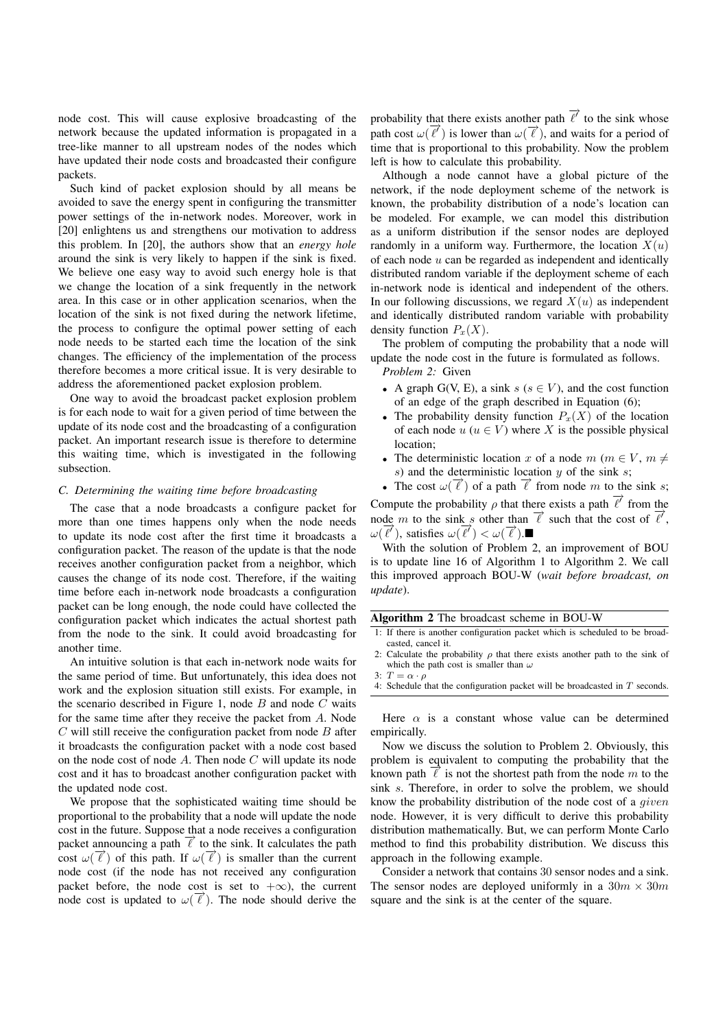node cost. This will cause explosive broadcasting of the network because the updated information is propagated in a tree-like manner to all upstream nodes of the nodes which have updated their node costs and broadcasted their configure packets.

Such kind of packet explosion should by all means be avoided to save the energy spent in configuring the transmitter power settings of the in-network nodes. Moreover, work in [20] enlightens us and strengthens our motivation to address this problem. In [20], the authors show that an *energy hole* around the sink is very likely to happen if the sink is fixed. We believe one easy way to avoid such energy hole is that we change the location of a sink frequently in the network area. In this case or in other application scenarios, when the location of the sink is not fixed during the network lifetime, the process to configure the optimal power setting of each node needs to be started each time the location of the sink changes. The efficiency of the implementation of the process therefore becomes a more critical issue. It is very desirable to address the aforementioned packet explosion problem.

One way to avoid the broadcast packet explosion problem is for each node to wait for a given period of time between the update of its node cost and the broadcasting of a configuration packet. An important research issue is therefore to determine this waiting time, which is investigated in the following subsection.

### C. Determining the waiting time before broadcasting

The case that a node broadcasts a configure packet for more than one times happens only when the node needs to update its node cost after the first time it broadcasts a configuration packet. The reason of the update is that the node receives another configuration packet from a neighbor, which causes the change of its node cost. Therefore, if the waiting time before each in-network node broadcasts a configuration packet can be long enough, the node could have collected the configuration packet which indicates the actual shortest path from the node to the sink. It could avoid broadcasting for another time.

An intuitive solution is that each in-network node waits for the same period of time. But unfortunately, this idea does not work and the explosion situation still exists. For example, in the scenario described in Figure 1, node $B$ and node $C$ waits for the same time after they receive the packet from $A$. Node $C$ will still receive the configuration packet from node $B$ after it broadcasts the configuration packet with a node cost based on the node cost of node $A$. Then node $C$ will update its node cost and it has to broadcast another configuration packet with the updated node cost.

We propose that the sophisticated waiting time should be proportional to the probability that a node will update the node cost in the future. Suppose that a node receives a configuration packet announcing a path $\overrightarrow{\ell}$ to the sink. It calculates the path cost $\omega(\overrightarrow{\ell})$ of this path. If $\omega(\overrightarrow{\ell})$ is smaller than the current node cost (if the node has not received any configuration packet before, the node cost is set to $+\infty$), the current node cost is updated to $\omega(\overrightarrow{\ell})$. The node should derive the probability that there exists another path $\overrightarrow{\ell'}$ to the sink whose path cost $\omega(\overrightarrow{\ell'})$ is lower than $\omega(\overrightarrow{\ell})$, and waits for a period of time that is proportional to this probability. Now the problem left is how to calculate this probability.

Although a node cannot have a global picture of the network, if the node deployment scheme of the network is known, the probability distribution of a node's location can be modeled. For example, we can model this distribution as a uniform distribution if the sensor nodes are deployed randomly in a uniform way. Furthermore, the location $X(u)$ of each node $u$ can be regarded as independent and identically distributed random variable if the deployment scheme of each in-network node is identical and independent of the others. In our following discussions, we regard $X(u)$ as independent and identically distributed random variable with probability density function $P_x(X)$.

The problem of computing the probability that a node will update the node cost in the future is formulated as follows.

*Problem 2:* Given

- A graph G(V, E), a sink $s$ ($s \in V$), and the cost function of an edge of the graph described in Equation (6);
- The probability density function $P_x(X)$ of the location of each node $u$ ($u \in V$) where $X$ is the possible physical location;
- The deterministic location $x$ of a node $m$ ($m \in V$, $m \neq s$) and the deterministic location $y$ of the sink $s$;
- The cost $\omega(\overrightarrow{\ell})$ of a path $\overrightarrow{\ell}$ from node $m$ to the sink $s$;

Compute the probability $\rho$ that there exists a path $\overrightarrow{\ell'}$ from the node $m$ to the sink $s$ other than $\overrightarrow{\ell}$ such that the cost of $\overrightarrow{\ell'}$, $\omega(\overrightarrow{\ell'})$, satisfies $\omega(\overrightarrow{\ell'}) < \omega(\overrightarrow{\ell})$.■

With the solution of Problem 2, an improvement of BOU is to update line 16 of Algorithm 1 to Algorithm 2. We call this improved approach BOU-W (*wait before broadcast, on update*).

**Algorithm 2** The broadcast scheme in BOU-W

```
1: If there is another configuration packet which is scheduled to be broad-
   casted, cancel it.
2: Calculate the probability ρ that there exists another path to the sink of
   which the path cost is smaller than ω
3: T = α · ρ
4: Schedule that the configuration packet will be broadcasted in T seconds.
```

Here $\alpha$ is a constant whose value can be determined empirically.

Now we discuss the solution to Problem 2. Obviously, this problem is equivalent to computing the probability that the known path $\overrightarrow{\ell}$ is not the shortest path from the node $m$ to the sink $s$. Therefore, in order to solve the problem, we should know the probability distribution of the node cost of a *given* node. However, it is very difficult to derive this probability distribution mathematically. But, we can perform Monte Carlo method to find this probability distribution. We discuss this approach in the following example.

Consider a network that contains 30 sensor nodes and a sink. The sensor nodes are deployed uniformly in a $30m \times 30m$ square and the sink is at the center of the square.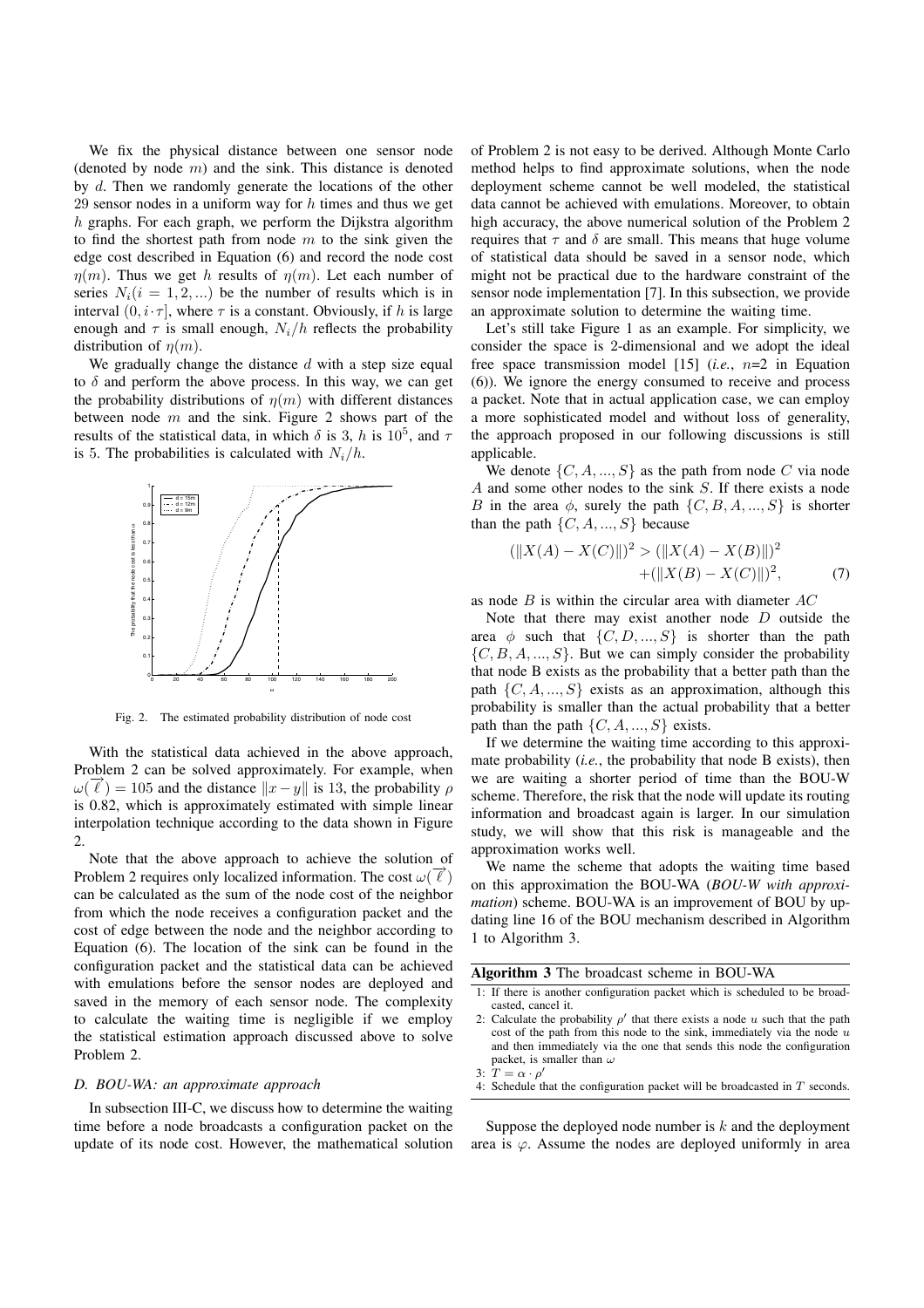We fix the physical distance between one sensor node (denoted by node $m$) and the sink. This distance is denoted by $d$. Then we randomly generate the locations of the other 29 sensor nodes in a uniform way for $h$ times and thus we get $h$ graphs. For each graph, we perform the Dijkstra algorithm to find the shortest path from node $m$ to the sink given the edge cost described in Equation (6) and record the node cost $\eta(m)$. Thus we get $h$ results of $\eta(m)$. Let each number of series $N_i(i = 1, 2, ...)$ be the number of results which is in interval $(0, i \cdot \tau]$, where $\tau$ is a constant. Obviously, if $h$ is large enough and $\tau$ is small enough, $N_i/h$ reflects the probability distribution of $\eta(m)$.

We gradually change the distance $d$ with a step size equal to $\delta$ and perform the above process. In this way, we can get the probability distributions of $\eta(m)$ with different distances between node $m$ and the sink. Figure 2 shows part of the results of the statistical data, in which $\delta$ is 3, $h$ is $10^5$, and $\tau$ is 5. The probabilities is calculated with $N_i/h$.

Fig. 2. The estimated probability distribution of node cost

With the statistical data achieved in the above approach, Problem 2 can be solved approximately. For example, when $\omega(\overrightarrow{\ell}) = 105$ and the distance $\|x - y\|$ is 13, the probability $\rho$ is 0.82, which is approximately estimated with simple linear interpolation technique according to the data shown in Figure 2.

Note that the above approach to achieve the solution of Problem 2 requires only localized information. The cost $\omega(\overrightarrow{\ell})$ can be calculated as the sum of the node cost of the neighbor from which the node receives a configuration packet and the cost of edge between the node and the neighbor according to Equation (6). The location of the sink can be found in the configuration packet and the statistical data can be achieved with emulations before the sensor nodes are deployed and saved in the memory of each sensor node. The complexity to calculate the waiting time is negligible if we employ the statistical estimation approach discussed above to solve Problem 2.

### D. BOU-WA: an approximate approach

In subsection III-C, we discuss how to determine the waiting time before a node broadcasts a configuration packet on the update of its node cost. However, the mathematical solution of Problem 2 is not easy to be derived. Although Monte Carlo method helps to find approximate solutions, when the node deployment scheme cannot be well modeled, the statistical data cannot be achieved with emulations. Moreover, to obtain high accuracy, the above numerical solution of the Problem 2 requires that $\tau$ and $\delta$ are small. This means that huge volume of statistical data should be saved in a sensor node, which might not be practical due to the hardware constraint of the sensor node implementation [7]. In this subsection, we provide an approximate solution to determine the waiting time.

Let's still take Figure 1 as an example. For simplicity, we consider the space is 2-dimensional and we adopt the ideal free space transmission model [15] (*i.e.*, $n$=2 in Equation (6)). We ignore the energy consumed to receive and process a packet. Note that in actual application case, we can employ a more sophisticated model and without loss of generality, the approach proposed in our following discussions is still applicable.

We denote $\{C, A, ..., S\}$ as the path from node $C$ via node $A$ and some other nodes to the sink $S$. If there exists a node $B$ in the area $\phi$, surely the path $\{C, B, A, ..., S\}$ is shorter than the path $\{C, A, ..., S\}$ because

$$(\|X(A) - X(C)\|)^2 > (\|X(A) - X(B)\|)^2 + (\|X(B) - X(C)\|)^2, \tag{7}$$

as node $B$ is within the circular area with diameter $AC$

Note that there may exist another node $D$ outside the area $\phi$ such that $\{C, D, ..., S\}$ is shorter than the path $\{C, B, A, ..., S\}$. But we can simply consider the probability that node B exists as the probability that a better path than the path $\{C, A, ..., S\}$ exists as an approximation, although this probability is smaller than the actual probability that a better path than the path $\{C, A, ..., S\}$ exists.

If we determine the waiting time according to this approximate probability (*i.e.*, the probability that node B exists), then we are waiting a shorter period of time than the BOU-W scheme. Therefore, the risk that the node will update its routing information and broadcast again is larger. In our simulation study, we will show that this risk is manageable and the approximation works well.

We name the scheme that adopts the waiting time based on this approximation the BOU-WA (*BOU-W with approximation*) scheme. BOU-WA is an improvement of BOU by updating line 16 of the BOU mechanism described in Algorithm 1 to Algorithm 3.

**Algorithm 3** The broadcast scheme in BOU-WA

1: If there is another configuration packet which is scheduled to be broadcasted, cancel it.
2: Calculate the probability $\rho'$ that there exists a node $u$ such that the path cost of the path from this node to the sink, immediately via the node $u$ and then immediately via the one that sends this node the configuration packet, is smaller than $\omega$
3: $T = \alpha \cdot \rho'$
4: Schedule that the configuration packet will be broadcasted in $T$ seconds.

Suppose the deployed node number is $k$ and the deployment area is $\varphi$. Assume the nodes are deployed uniformly in area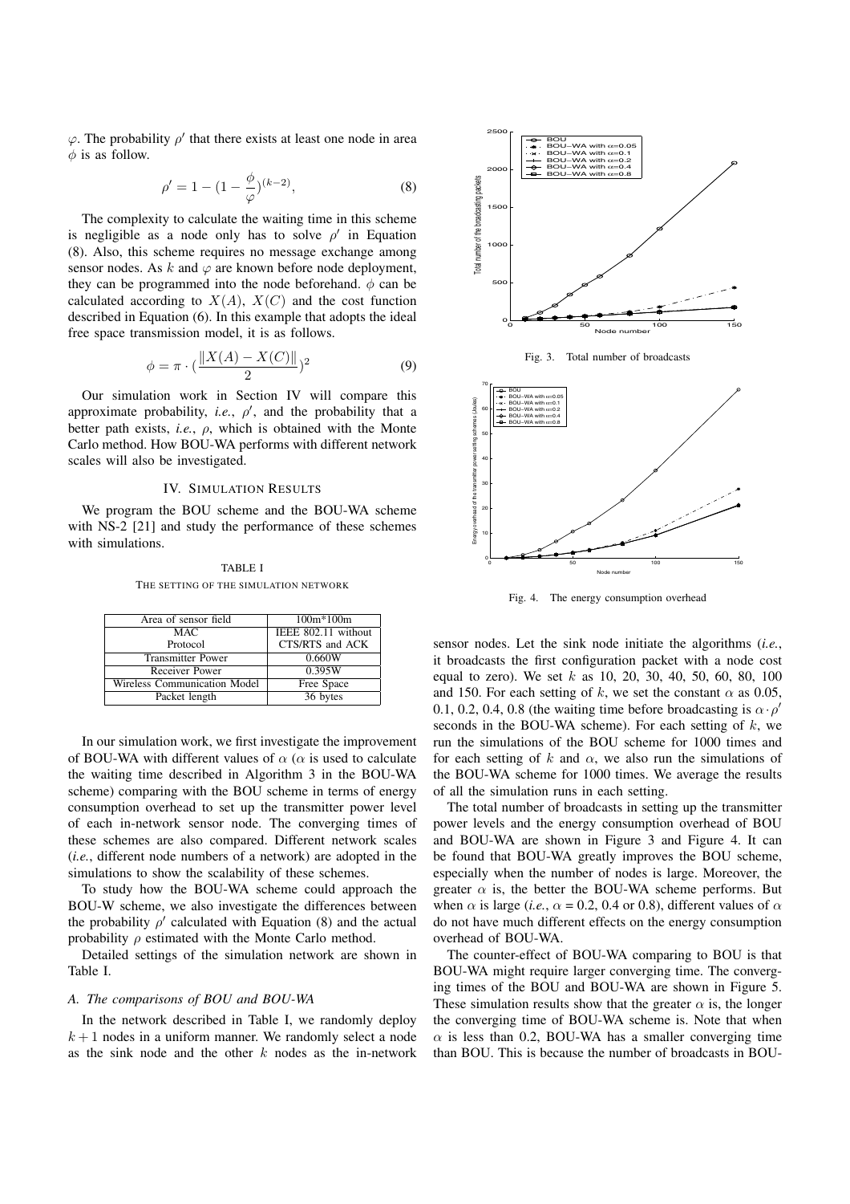$\varphi$. The probability $\rho'$ that there exists at least one node in area $\phi$ is as follow.

$$\rho' = 1 - (1 - \frac{\phi}{\varphi})^{(k-2)}, \tag{8}$$

The complexity to calculate the waiting time in this scheme is negligible as a node only has to solve $\rho'$ in Equation (8). Also, this scheme requires no message exchange among sensor nodes. As $k$ and $\varphi$ are known before node deployment, they can be programmed into the node beforehand. $\phi$ can be calculated according to $X(A)$, $X(C)$ and the cost function described in Equation (6). In this example that adopts the ideal free space transmission model, it is as follows.

$$\phi = \pi \cdot (\frac{\|X(A) - X(C)\|}{2})^2 \tag{9}$$

Our simulation work in Section IV will compare this approximate probability, *i.e.*, $\rho'$, and the probability that a better path exists, *i.e.*, $\rho$, which is obtained with the Monte Carlo method. How BOU-WA performs with different network scales will also be investigated.

## IV. Simulation Results

We program the BOU scheme and the BOU-WA scheme with NS-2 [21] and study the performance of these schemes with simulations.

TABLE I
THE SETTING OF THE SIMULATION NETWORK

| | |
|---|---|
| Area of sensor field | 100m*100m |
| MAC Protocol | IEEE 802.11 without CTS/RTS and ACK |
| Transmitter Power | 0.660W |
| Receiver Power | 0.395W |
| Wireless Communication Model | Free Space |
| Packet length | 36 bytes |

In our simulation work, we first investigate the improvement of BOU-WA with different values of $\alpha$ ($\alpha$ is used to calculate the waiting time described in Algorithm 3 in the BOU-WA scheme) comparing with the BOU scheme in terms of energy consumption overhead to set up the transmitter power level of each in-network sensor node. The converging times of these schemes are also compared. Different network scales (*i.e.*, different node numbers of a network) are adopted in the simulations to show the scalability of these schemes.

To study how the BOU-WA scheme could approach the BOU-W scheme, we also investigate the differences between the probability $\rho'$ calculated with Equation (8) and the actual probability $\rho$ estimated with the Monte Carlo method.

Detailed settings of the simulation network are shown in Table I.

### A. The comparisons of BOU and BOU-WA

In the network described in Table I, we randomly deploy $k+1$ nodes in a uniform manner. We randomly select a node as the sink node and the other $k$ nodes as the in-network sensor nodes. Let the sink node initiate the algorithms (*i.e.*, it broadcasts the first configuration packet with a node cost equal to zero). We set $k$ as 10, 20, 30, 40, 50, 60, 80, 100 and 150. For each setting of $k$, we set the constant $\alpha$ as 0.05, 0.1, 0.2, 0.4, 0.8 (the waiting time before broadcasting is $\alpha \cdot \rho'$ seconds in the BOU-WA scheme). For each setting of $k$, we run the simulations of the BOU scheme for 1000 times and for each setting of $k$ and $\alpha$, we also run the simulations of the BOU-WA scheme for 1000 times. We average the results of all the simulation runs in each setting.

Fig. 3. Total number of broadcasts

Fig. 4. The energy consumption overhead

The total number of broadcasts in setting up the transmitter power levels and the energy consumption overhead of BOU and BOU-WA are shown in Figure 3 and Figure 4. It can be found that BOU-WA greatly improves the BOU scheme, especially when the number of nodes is large. Moreover, the greater $\alpha$ is, the better the BOU-WA scheme performs. But when $\alpha$ is large (*i.e.*, $\alpha$ = 0.2, 0.4 or 0.8), different values of $\alpha$ do not have much different effects on the energy consumption overhead of BOU-WA.

The counter-effect of BOU-WA comparing to BOU is that BOU-WA might require larger converging time. The converging times of the BOU and BOU-WA are shown in Figure 5. These simulation results show that the greater $\alpha$ is, the longer the converging time of BOU-WA scheme is. Note that when $\alpha$ is less than 0.2, BOU-WA has a smaller converging time than BOU. This is because the number of broadcasts in BOU-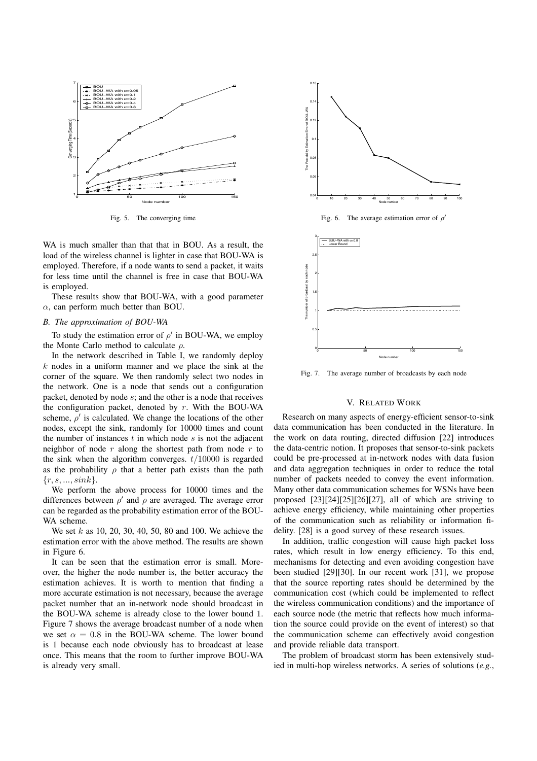Fig. 5. The converging time

Fig. 6. The average estimation error of $\rho'$

Fig. 7. The average number of broadcasts by each node

WA is much smaller than that that in BOU. As a result, the load of the wireless channel is lighter in case that BOU-WA is employed. Therefore, if a node wants to send a packet, it waits for less time until the channel is free in case that BOU-WA is employed.

These results show that BOU-WA, with a good parameter $\alpha$, can perform much better than BOU.

### B. The approximation of BOU-WA

To study the estimation error of $\rho'$ in BOU-WA, we employ the Monte Carlo method to calculate $\rho$.

In the network described in Table I, we randomly deploy $k$ nodes in a uniform manner and we place the sink at the corner of the square. We then randomly select two nodes in the network. One is a node that sends out a configuration packet, denoted by node $s$; and the other is a node that receives the configuration packet, denoted by $r$. With the BOU-WA scheme, $\rho'$ is calculated. We change the locations of the other nodes, except the sink, randomly for 10000 times and count the number of instances $t$ in which node $s$ is not the adjacent neighbor of node $r$ along the shortest path from node $r$ to the sink when the algorithm converges. $t/10000$ is regarded as the probability $\rho$ that a better path exists than the path $\{r, s, ..., sink\}$.

We perform the above process for 10000 times and the differences between $\rho'$ and $\rho$ are averaged. The average error can be regarded as the probability estimation error of the BOU-WA scheme.

We set $k$ as 10, 20, 30, 40, 50, 80 and 100. We achieve the estimation error with the above method. The results are shown in Figure 6.

It can be seen that the estimation error is small. Moreover, the higher the node number is, the better accuracy the estimation achieves. It is worth to mention that finding a more accurate estimation is not necessary, because the average packet number that an in-network node should broadcast in the BOU-WA scheme is already close to the lower bound 1. Figure 7 shows the average broadcast number of a node when we set $\alpha = 0.8$ in the BOU-WA scheme. The lower bound is 1 because each node obviously has to broadcast at lease once. This means that the room to further improve BOU-WA is already very small.

## V. Related Work

Research on many aspects of energy-efficient sensor-to-sink data communication has been conducted in the literature. In the work on data routing, directed diffusion [22] introduces the data-centric notion. It proposes that sensor-to-sink packets could be pre-processed at in-network nodes with data fusion and data aggregation techniques in order to reduce the total number of packets needed to convey the event information. Many other data communication schemes for WSNs have been proposed [23][24][25][26][27], all of which are striving to achieve energy efficiency, while maintaining other properties of the communication such as reliability or information fidelity. [28] is a good survey of these research issues.

In addition, traffic congestion will cause high packet loss rates, which result in low energy efficiency. To this end, mechanisms for detecting and even avoiding congestion have been studied [29][30]. In our recent work [31], we propose that the source reporting rates should be determined by the communication cost (which could be implemented to reflect the wireless communication conditions) and the importance of each source node (the metric that reflects how much information the source could provide on the event of interest) so that the communication scheme can effectively avoid congestion and provide reliable data transport.

The problem of broadcast storm has been extensively studied in multi-hop wireless networks. A series of solutions (*e.g.*,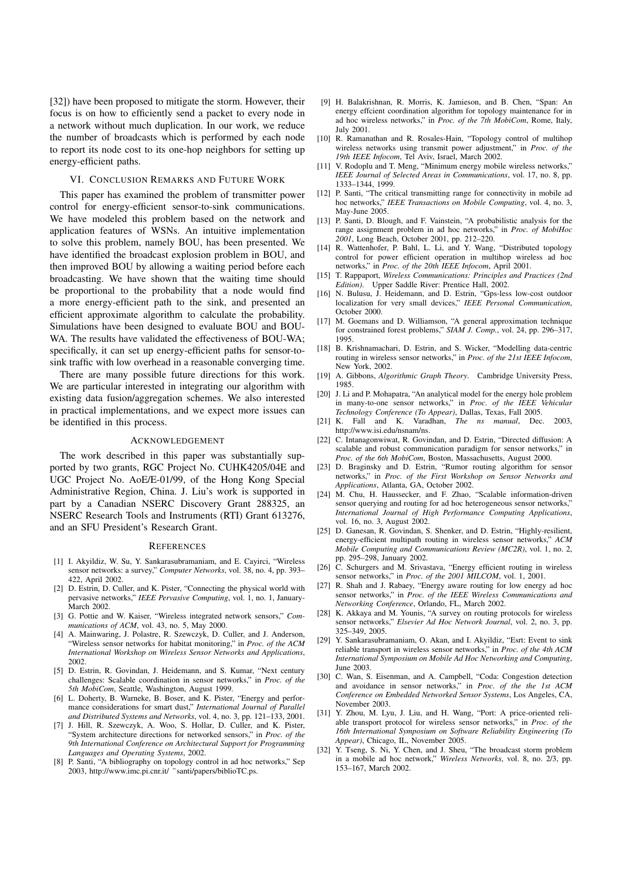[32]) have been proposed to mitigate the storm. However, their focus is on how to efficiently send a packet to every node in a network without much duplication. In our work, we reduce the number of broadcasts which is performed by each node to report its node cost to its one-hop neighbors for setting up energy-efficient paths.

## VI. Conclusion Remarks and Future Work

This paper has examined the problem of transmitter power control for energy-efficient sensor-to-sink communications. We have modeled this problem based on the network and application features of WSNs. An intuitive implementation to solve this problem, namely BOU, has been presented. We have identified the broadcast explosion problem in BOU, and then improved BOU by allowing a waiting period before each broadcasting. We have shown that the waiting time should be proportional to the probability that a node would find a more energy-efficient path to the sink, and presented an efficient approximate algorithm to calculate the probability. Simulations have been designed to evaluate BOU and BOU-WA. The results have validated the effectiveness of BOU-WA; specifically, it can set up energy-efficient paths for sensor-to-sink traffic with low overhead in a reasonable converging time.

There are many possible future directions for this work. We are particular interested in integrating our algorithm with existing data fusion/aggregation schemes. We also interested in practical implementations, and we expect more issues can be identified in this process.

## Acknowledgement

The work described in this paper was substantially supported by two grants, RGC Project No. CUHK4205/04E and UGC Project No. AoE/E-01/99, of the Hong Kong Special Administrative Region, China. J. Liu's work is supported in part by a Canadian NSERC Discovery Grant 288325, an NSERC Research Tools and Instruments (RTI) Grant 613276, and an SFU President's Research Grant.

## References

[1] I. Akyildiz, W. Su, Y. Sankarasubramaniam, and E. Cayirci, "Wireless sensor networks: a survey," *Computer Networks*, vol. 38, no. 4, pp. 393–422, April 2002.

[2] D. Estrin, D. Culler, and K. Pister, "Connecting the physical world with pervasive networks," *IEEE Pervasive Computing*, vol. 1, no. 1, January-March 2002.

[3] G. Pottie and W. Kaiser, "Wireless integrated network sensors," *Communications of ACM*, vol. 43, no. 5, May 2000.

[4] A. Mainwaring, J. Polastre, R. Szewczyk, D. Culler, and J. Anderson, "Wireless sensor networks for habitat monitoring," in *Proc. of the ACM International Workshop on Wireless Sensor Networks and Applications*, 2002.

[5] D. Estrin, R. Govindan, J. Heidemann, and S. Kumar, "Next century challenges: Scalable coordination in sensor networks," in *Proc. of the 5th MobiCom*, Seattle, Washington, August 1999.

[6] L. Doherty, B. Warneke, B. Boser, and K. Pister, "Energy and performance considerations for smart dust," *International Journal of Parallel and Distributed Systems and Networks*, vol. 4, no. 3, pp. 121–133, 2001.

[7] J. Hill, R. Szewczyk, A. Woo, S. Hollar, D. Culler, and K. Pister, "System architecture directions for networked sensors," in *Proc. of the 9th International Conference on Architectural Support for Programming Languages and Operating Systems*, 2002.

[8] P. Santi, "A bibliography on topology control in ad hoc networks," Sep 2003, http://www.imc.pi.cnr.it/ ~santi/papers/biblioTC.ps.

[9] H. Balakrishnan, R. Morris, K. Jamieson, and B. Chen, "Span: An energy effcient coordination algorithm for topology maintenance for in ad hoc wireless networks," in *Proc. of the 7th MobiCom*, Rome, Italy, July 2001.

[10] R. Ramanathan and R. Rosales-Hain, "Topology control of multihop wireless networks using transmit power adjustment," in *Proc. of the 19th IEEE Infocom*, Tel Aviv, Israel, March 2002.

[11] V. Rodoplu and T. Meng, "Minimum energy mobile wireless networks," *IEEE Journal of Selected Areas in Communications*, vol. 17, no. 8, pp. 1333–1344, 1999.

[12] P. Santi, "The critical transmitting range for connectivity in mobile ad hoc networks," *IEEE Transactions on Mobile Computing*, vol. 4, no. 3, May-June 2005.

[13] P. Santi, D. Blough, and F. Vainstein, "A probabilistic analysis for the range assignment problem in ad hoc networks," in *Proc. of MobiHoc 2001*, Long Beach, October 2001, pp. 212–220.

[14] R. Wattenhofer, P. Bahl, L. Li, and Y. Wang, "Distributed topology control for power efficient operation in multihop wireless ad hoc networks," in *Proc. of the 20th IEEE Infocom*, April 2001.

[15] T. Rappaport, *Wireless Communications: Principles and Practices (2nd Edition)*. Upper Saddle River: Prentice Hall, 2002.

[16] N. Bulusu, J. Heidemann, and D. Estrin, "Gps-less low-cost outdoor localization for very small devices," *IEEE Personal Communication*, October 2000.

[17] M. Goemans and D. Williamson, "A general approximation technique for constrained forest problems," *SIAM J. Comp.*, vol. 24, pp. 296–317, 1995.

[18] B. Krishnamachari, D. Estrin, and S. Wicker, "Modelling data-centric routing in wireless sensor networks," in *Proc. of the 21st IEEE Infocom*, New York, 2002.

[19] A. Gibbons, *Algorithmic Graph Theory*. Cambridge University Press, 1985.

[20] J. Li and P. Mohapatra, "An analytical model for the energy hole problem in many-to-one sensor networks," in *Proc. of the IEEE Vehicular Technology Conference (To Appear)*, Dallas, Texas, Fall 2005.

[21] K. Fall and K. Varadhan, *The ns manual*, Dec. 2003, http://www.isi.edu/nsnam/ns.

[22] C. Intanagonwiwat, R. Govindan, and D. Estrin, "Directed diffusion: A scalable and robust communication paradigm for sensor networks," in *Proc. of the 6th MobiCom*, Boston, Massachusetts, August 2000.

[23] D. Braginsky and D. Estrin, "Rumor routing algorithm for sensor networks," in *Proc. of the First Workshop on Sensor Networks and Applications*, Atlanta, GA, October 2002.

[24] M. Chu, H. Haussecker, and F. Zhao, "Scalable information-driven sensor querying and routing for ad hoc heterogeneous sensor networks," *International Journal of High Performance Computing Applications*, vol. 16, no. 3, August 2002.

[25] D. Ganesan, R. Govindan, S. Shenker, and D. Estrin, "Highly-resilient, energy-efficient multipath routing in wireless sensor networks," *ACM Mobile Computing and Communications Review (MC2R)*, vol. 1, no. 2, pp. 295–298, January 2002.

[26] C. Schurgers and M. Srivastava, "Energy efficient routing in wireless sensor networks," in *Proc. of the 2001 MILCOM*, vol. 1, 2001.

[27] R. Shah and J. Rabaey, "Energy aware routing for low energy ad hoc sensor networks," in *Proc. of the IEEE Wireless Communications and Networking Conference*, Orlando, FL, March 2002.

[28] K. Akkaya and M. Younis, "A survey on routing protocols for wireless sensor networks," *Elsevier Ad Hoc Network Journal*, vol. 2, no. 3, pp. 325–349, 2005.

[29] Y. Sankarasubramaniam, O. Akan, and I. Akyildiz, "Esrt: Event to sink reliable transport in wireless sensor networks," in *Proc. of the 4th ACM International Symposium on Mobile Ad Hoc Networking and Computing*, June 2003.

[30] C. Wan, S. Eisenman, and A. Campbell, "Coda: Congestion detection and avoidance in sensor networks," in *Proc. of the the 1st ACM Conference on Embedded Networked Sensor Systems*, Los Angeles, CA, November 2003.

[31] Y. Zhou, M. Lyu, J. Liu, and H. Wang, "Port: A price-oriented reliable transport protocol for wireless sensor networks," in *Proc. of the 16th International Symposium on Software Reliability Engineering (To Appear)*, Chicago, IL, November 2005.

[32] Y. Tseng, S. Ni, Y. Chen, and J. Sheu, "The broadcast storm problem in a mobile ad hoc network," *Wireless Networks*, vol. 8, no. 2/3, pp. 153–167, March 2002.